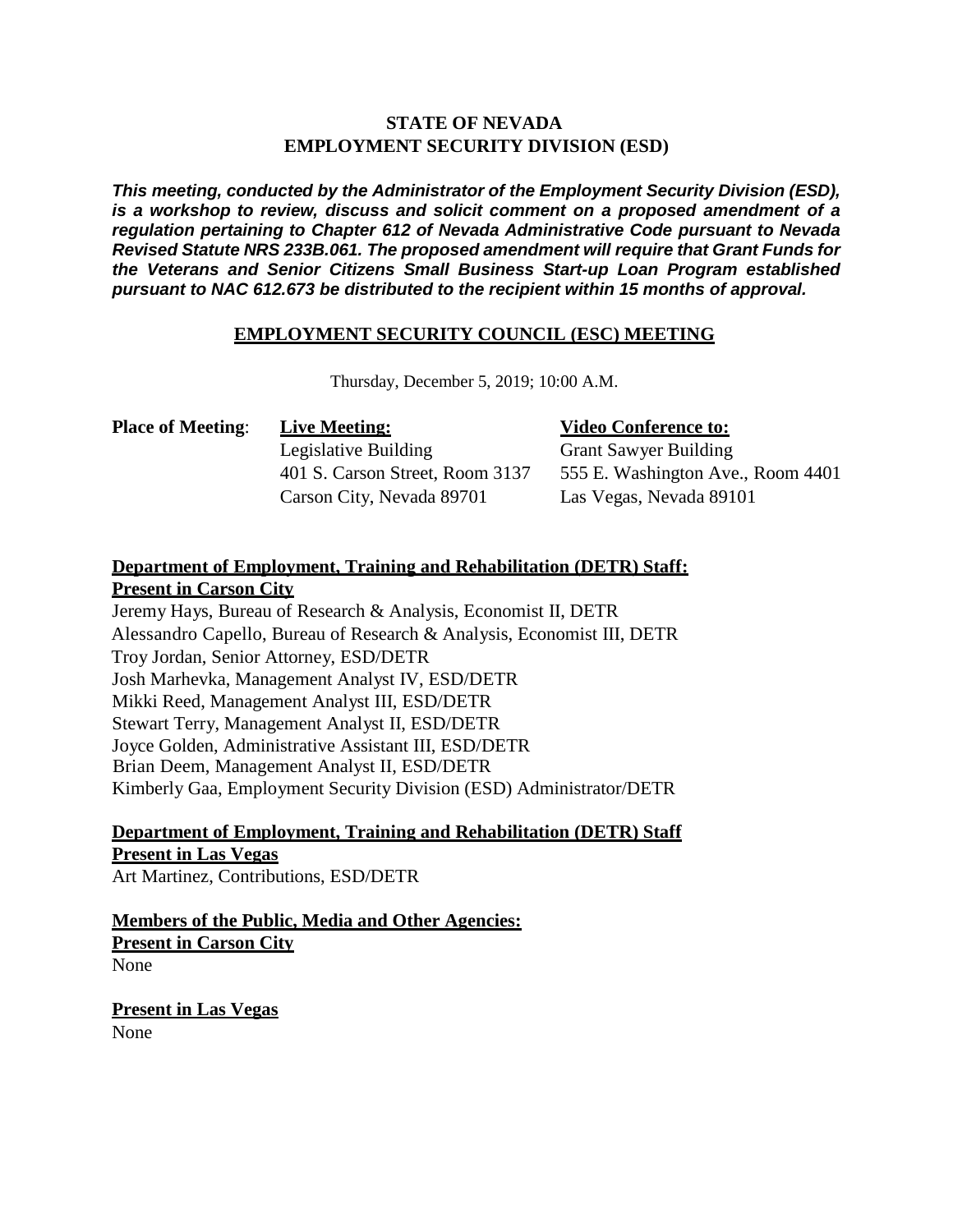# STATE OF NEVADA
# EMPLOYMENT SECURITY DIVISION (ESD)

***This meeting, conducted by the Administrator of the Employment Security Division (ESD), is a workshop to review, discuss and solicit comment on a proposed amendment of a regulation pertaining to Chapter 612 of Nevada Administrative Code pursuant to Nevada Revised Statute NRS 233B.061. The proposed amendment will require that Grant Funds for the Veterans and Senior Citizens Small Business Start-up Loan Program established pursuant to NAC 612.673 be distributed to the recipient within 15 months of approval.***

## EMPLOYMENT SECURITY COUNCIL (ESC) MEETING

Thursday, December 5, 2019; 10:00 A.M.

| **Place of Meeting**: | **Live Meeting:** | **Video Conference to:** |
|---|---|---|
| | Legislative Building | Grant Sawyer Building |
| | 401 S. Carson Street, Room 3137 | 555 E. Washington Ave., Room 4401 |
| | Carson City, Nevada 89701 | Las Vegas, Nevada 89101 |

**Department of Employment, Training and Rehabilitation (DETR) Staff:**
**Present in Carson City**

Jeremy Hays, Bureau of Research & Analysis, Economist II, DETR
Alessandro Capello, Bureau of Research & Analysis, Economist III, DETR
Troy Jordan, Senior Attorney, ESD/DETR
Josh Marhevka, Management Analyst IV, ESD/DETR
Mikki Reed, Management Analyst III, ESD/DETR
Stewart Terry, Management Analyst II, ESD/DETR
Joyce Golden, Administrative Assistant III, ESD/DETR
Brian Deem, Management Analyst II, ESD/DETR
Kimberly Gaa, Employment Security Division (ESD) Administrator/DETR

**Department of Employment, Training and Rehabilitation (DETR) Staff**
**Present in Las Vegas**

Art Martinez, Contributions, ESD/DETR

**Members of the Public, Media and Other Agencies:**
**Present in Carson City**

None

**Present in Las Vegas**

None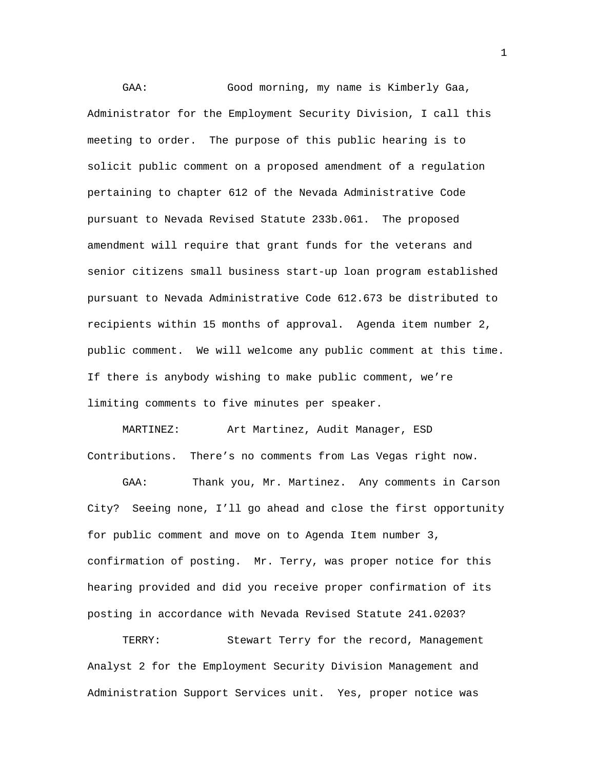GAA: Good morning, my name is Kimberly Gaa, Administrator for the Employment Security Division, I call this meeting to order. The purpose of this public hearing is to solicit public comment on a proposed amendment of a regulation pertaining to chapter 612 of the Nevada Administrative Code pursuant to Nevada Revised Statute 233b.061. The proposed amendment will require that grant funds for the veterans and senior citizens small business start-up loan program established pursuant to Nevada Administrative Code 612.673 be distributed to recipients within 15 months of approval. Agenda item number 2, public comment. We will welcome any public comment at this time. If there is anybody wishing to make public comment, we're limiting comments to five minutes per speaker.

MARTINEZ: Art Martinez, Audit Manager, ESD Contributions. There's no comments from Las Vegas right now.

GAA: Thank you, Mr. Martinez. Any comments in Carson City? Seeing none, I'll go ahead and close the first opportunity for public comment and move on to Agenda Item number 3, confirmation of posting. Mr. Terry, was proper notice for this hearing provided and did you receive proper confirmation of its posting in accordance with Nevada Revised Statute 241.0203?

TERRY: Stewart Terry for the record, Management Analyst 2 for the Employment Security Division Management and Administration Support Services unit. Yes, proper notice was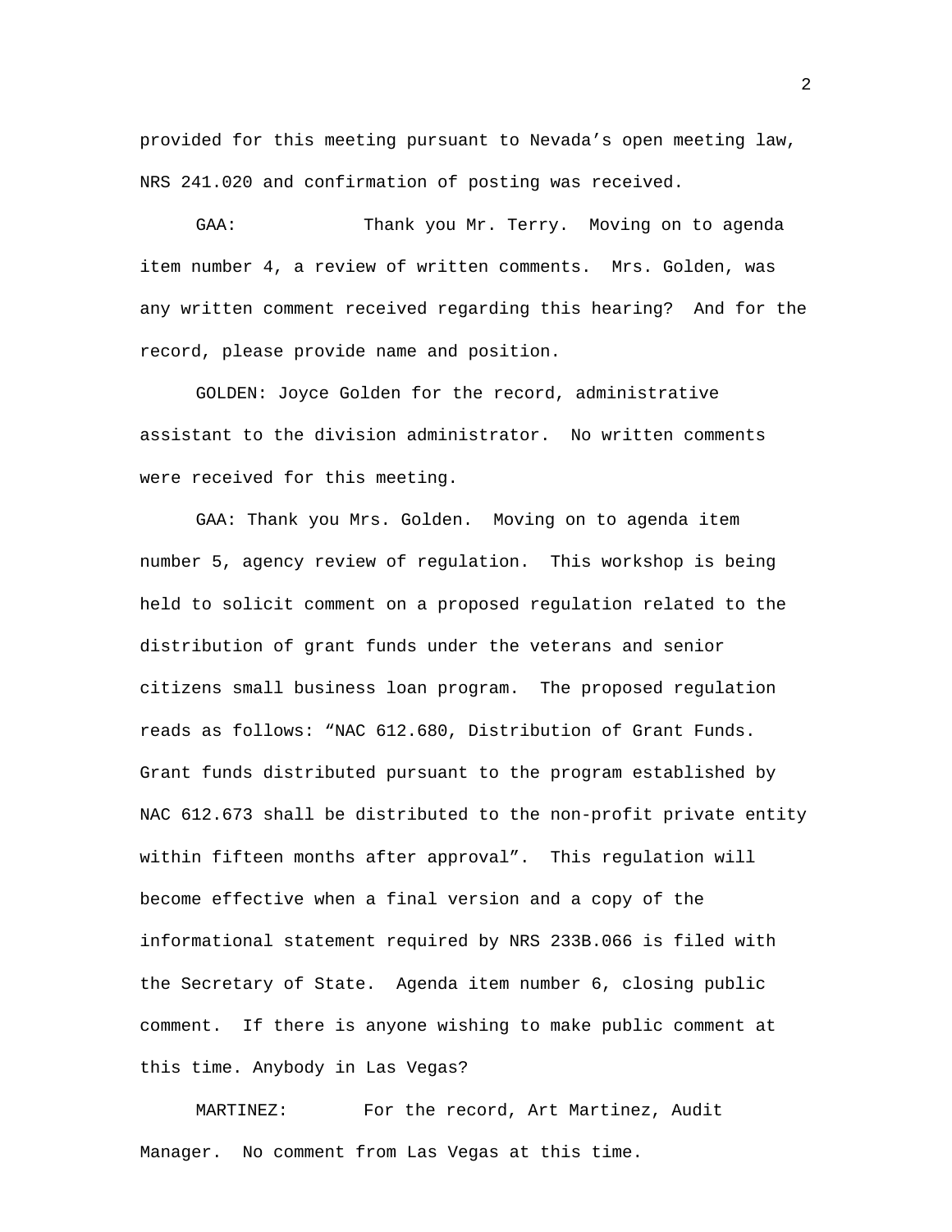provided for this meeting pursuant to Nevada's open meeting law, NRS 241.020 and confirmation of posting was received.

GAA: Thank you Mr. Terry. Moving on to agenda item number 4, a review of written comments. Mrs. Golden, was any written comment received regarding this hearing? And for the record, please provide name and position.

GOLDEN: Joyce Golden for the record, administrative assistant to the division administrator. No written comments were received for this meeting.

GAA: Thank you Mrs. Golden. Moving on to agenda item number 5, agency review of regulation. This workshop is being held to solicit comment on a proposed regulation related to the distribution of grant funds under the veterans and senior citizens small business loan program. The proposed regulation reads as follows: "NAC 612.680, Distribution of Grant Funds. Grant funds distributed pursuant to the program established by NAC 612.673 shall be distributed to the non-profit private entity within fifteen months after approval". This regulation will become effective when a final version and a copy of the informational statement required by NRS 233B.066 is filed with the Secretary of State. Agenda item number 6, closing public comment. If there is anyone wishing to make public comment at this time. Anybody in Las Vegas?

MARTINEZ: For the record, Art Martinez, Audit Manager. No comment from Las Vegas at this time.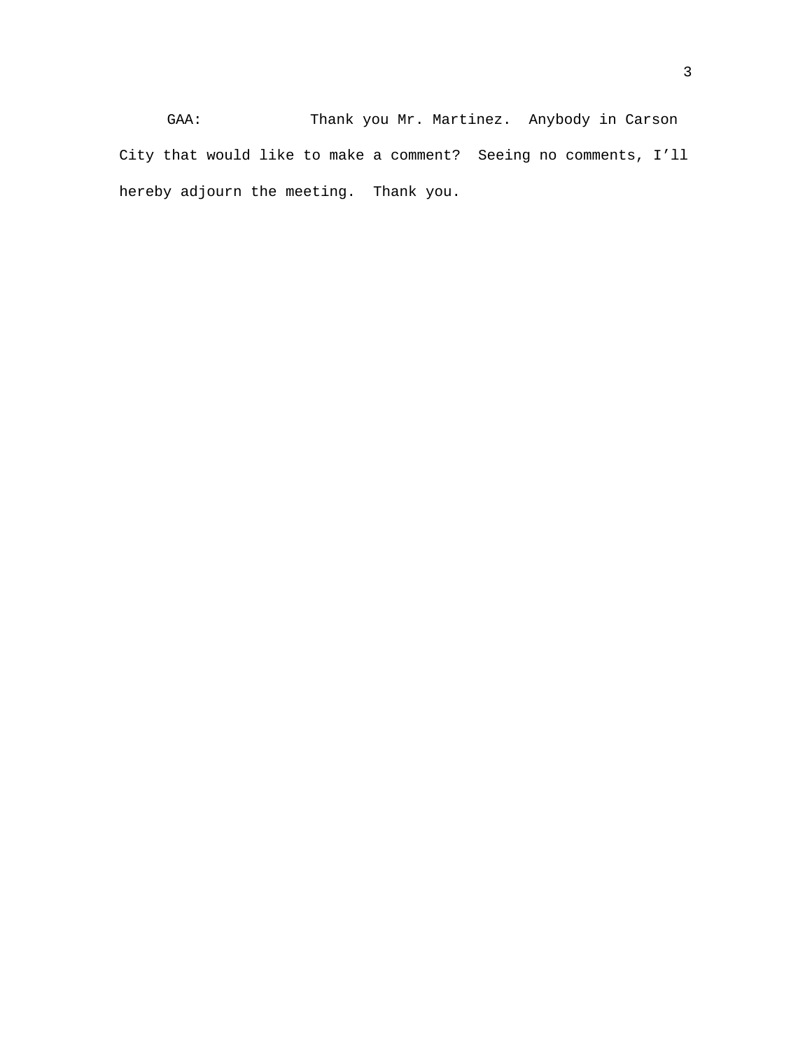GAA: Thank you Mr. Martinez. Anybody in Carson City that would like to make a comment? Seeing no comments, I'll hereby adjourn the meeting. Thank you.